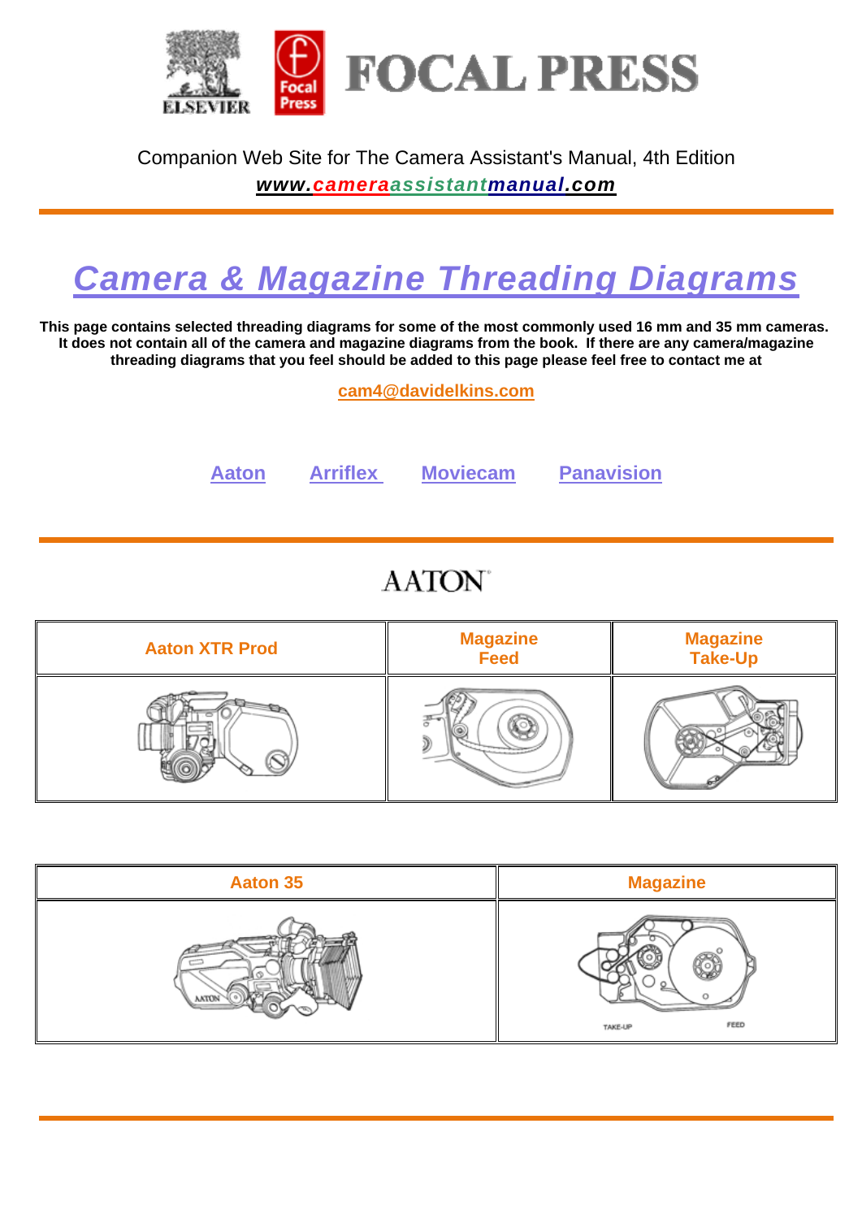Companion Web Site for The Camera Assistant's Manual, 4th Edition

***www.cameraassistantmanual.com***

# *Camera & Magazine Threading Diagrams*

**This page contains selected threading diagrams for some of the most commonly used 16 mm and 35 mm cameras. It does not contain all of the camera and magazine diagrams from the book. If there are any camera/magazine threading diagrams that you feel should be added to this page please feel free to contact me at**

**cam4@davidelkins.com**

**Aaton** **Arriflex** **Moviecam** **Panavision**

## AATON

| Aaton XTR Prod | Magazine Feed | Magazine Take-Up |
|---|---|---|
| | | |

| Aaton 35 | Magazine |
|---|---|
| | TAKE-UP FEED |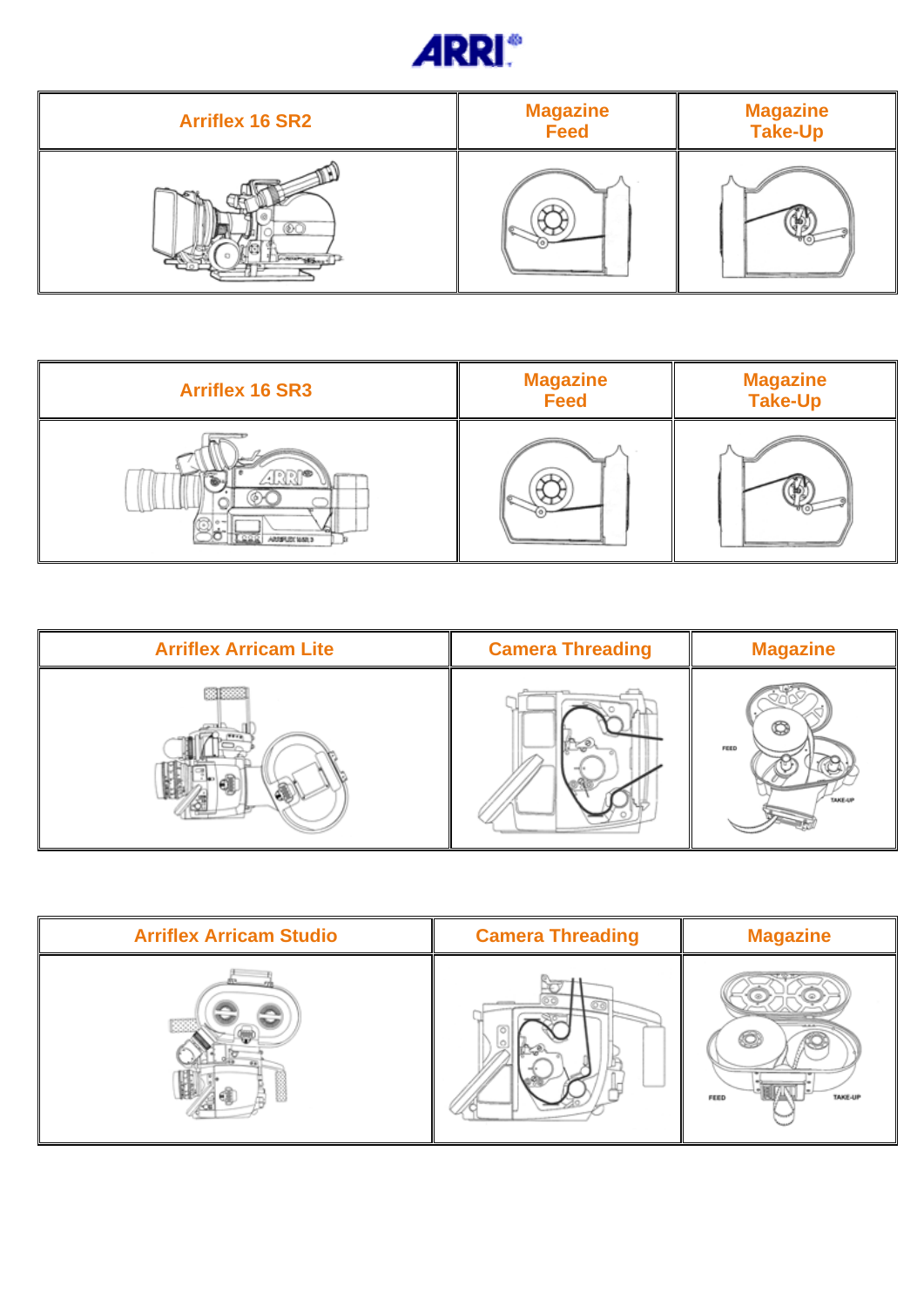| Arriflex 16 SR2 | Magazine Feed | Magazine Take-Up |
| --- | --- | --- |
| | | |

| Arriflex 16 SR3 | Magazine Feed | Magazine Take-Up |
| --- | --- | --- |
| | | |

| Arriflex Arricam Lite | Camera Threading | Magazine |
| --- | --- | --- |
| | | |

| Arriflex Arricam Studio | Camera Threading | Magazine |
| --- | --- | --- |
| | | |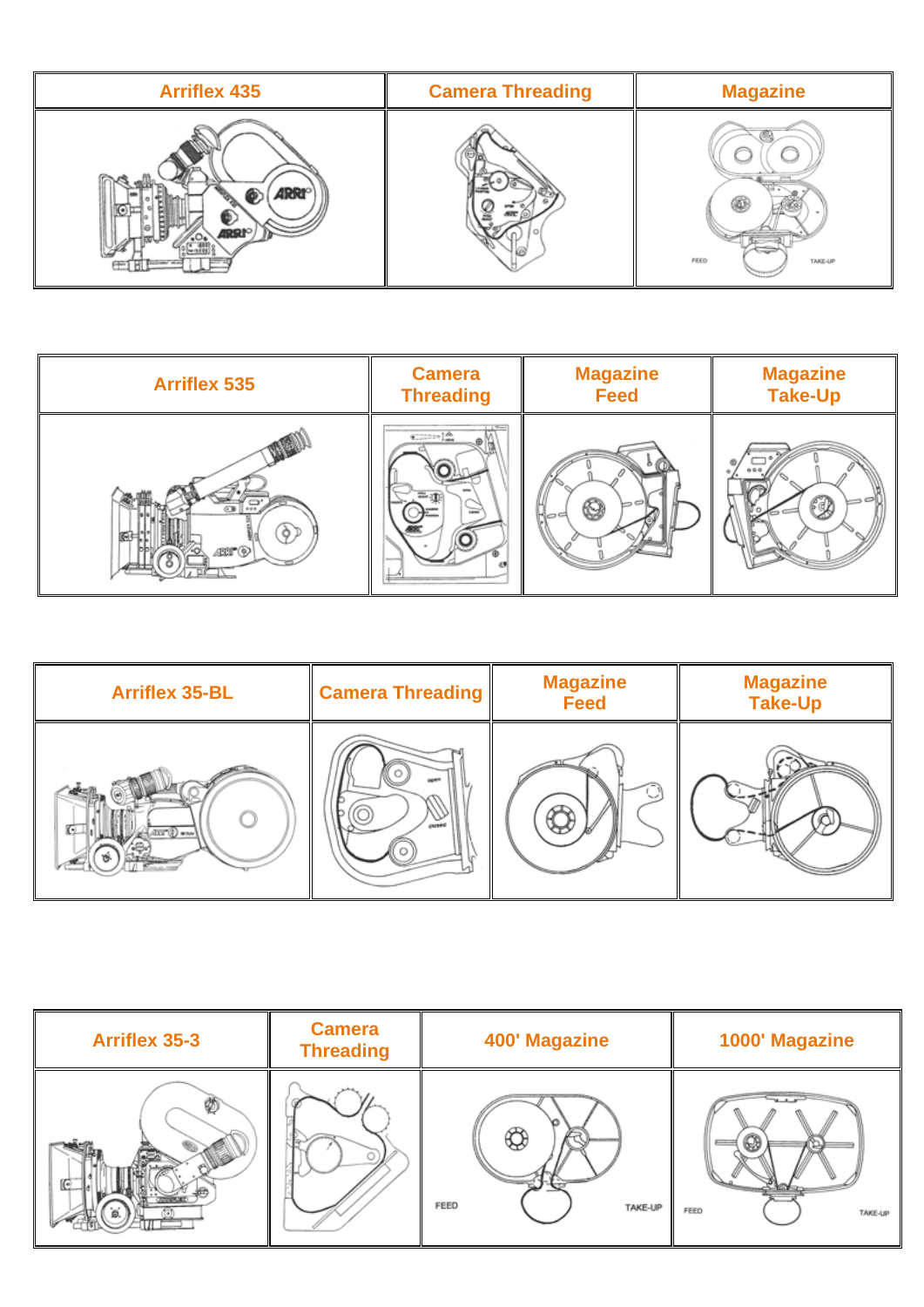| Arriflex 435 | Camera Threading | Magazine |
|---|---|---|
| | | FEED TAKE-UP |

| Arriflex 535 | Camera Threading | Magazine Feed | Magazine Take-Up |
|---|---|---|---|
| | | | |

| Arriflex 35-BL | Camera Threading | Magazine Feed | Magazine Take-Up |
|---|---|---|---|
| | | | |

| Arriflex 35-3 | Camera Threading | 400' Magazine | 1000' Magazine |
|---|---|---|---|
| | | FEED TAKE-UP | FEED TAKE-UP |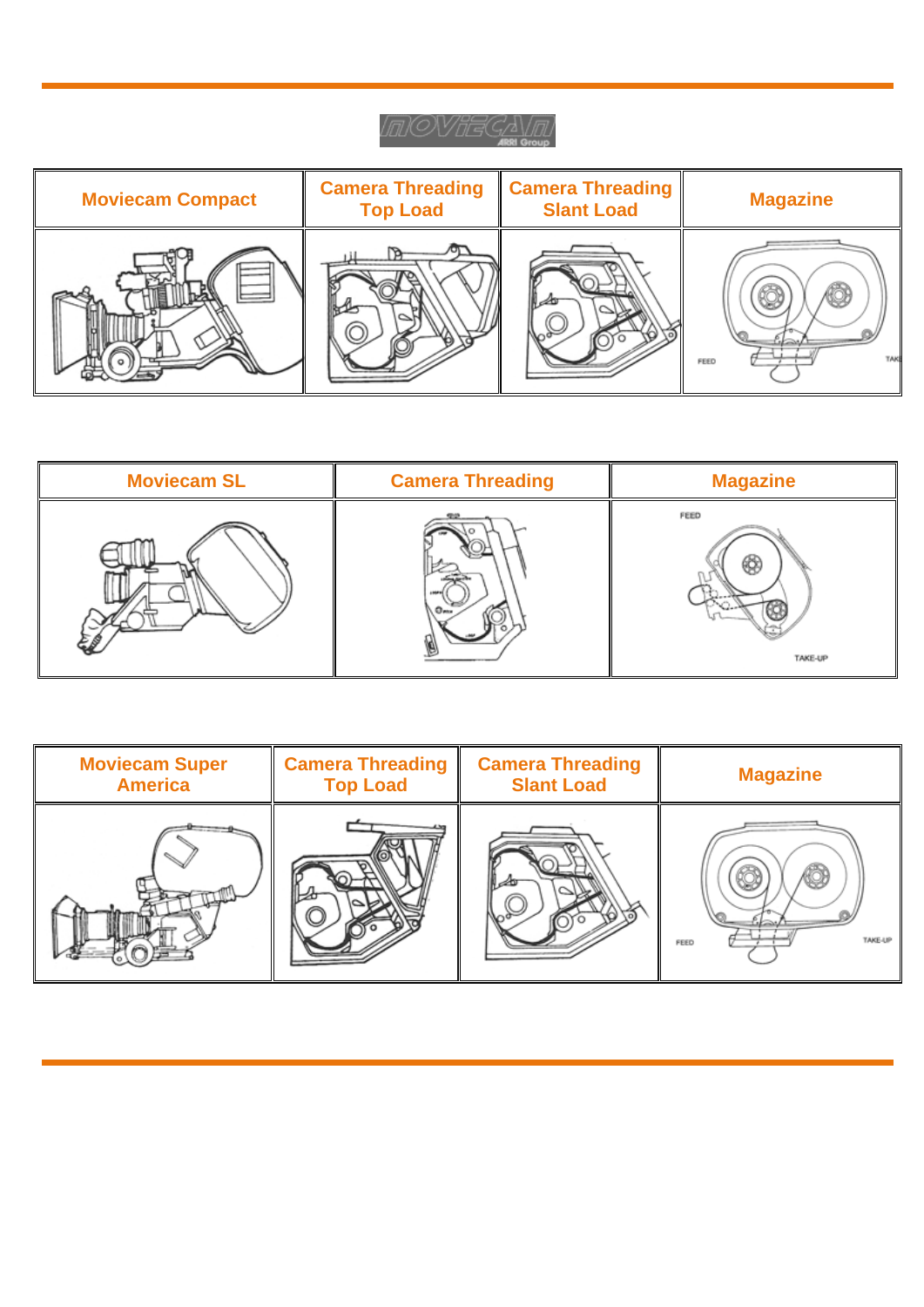| Moviecam Compact | Camera Threading Top Load | Camera Threading Slant Load | Magazine |
|---|---|---|---|
| | | | |

| Moviecam SL | Camera Threading | Magazine |
|---|---|---|
| | | |

| Moviecam Super America | Camera Threading Top Load | Camera Threading Slant Load | Magazine |
|---|---|---|---|
| | | | |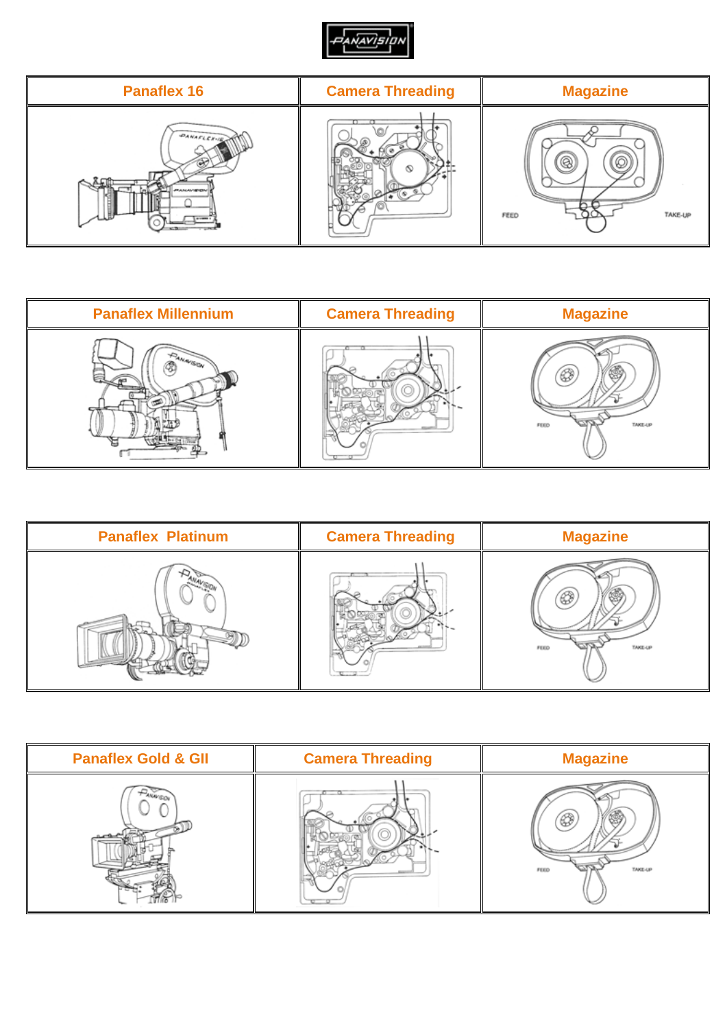PANAVISION

| Panaflex 16 | Camera Threading | Magazine |
|---|---|---|
| | | FEED TAKE-UP |

| Panaflex Millennium | Camera Threading | Magazine |
|---|---|---|
| | | FEED TAKE-UP |

| Panaflex Platinum | Camera Threading | Magazine |
|---|---|---|
| | | FEED TAKE-UP |

| Panaflex Gold & GII | Camera Threading | Magazine |
|---|---|---|
| | | FEED TAKE-UP |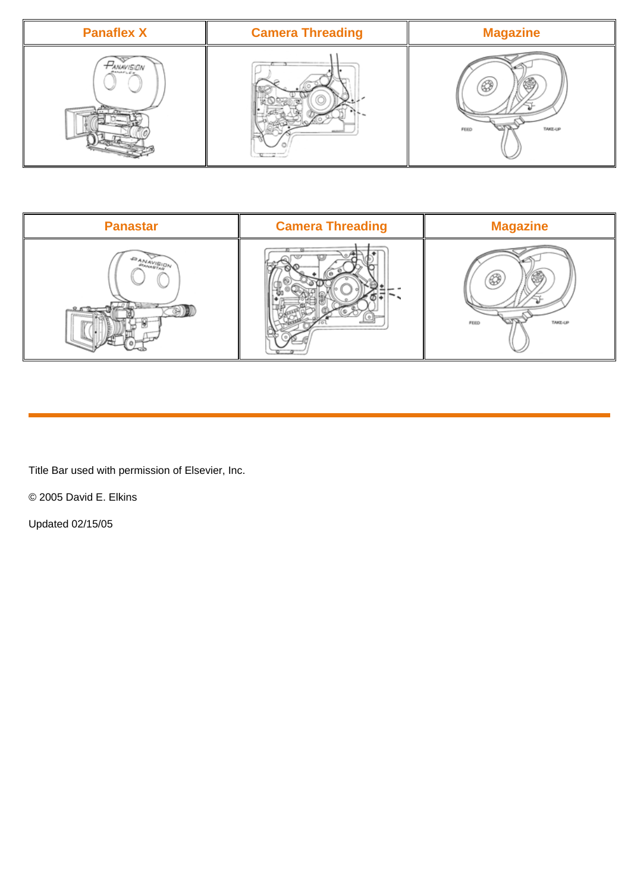| Panaflex X | Camera Threading | Magazine |
| --- | --- | --- |
| | | |

| Panastar | Camera Threading | Magazine |
| --- | --- | --- |
| | | |

---

Title Bar used with permission of Elsevier, Inc.

© 2005 David E. Elkins

Updated 02/15/05